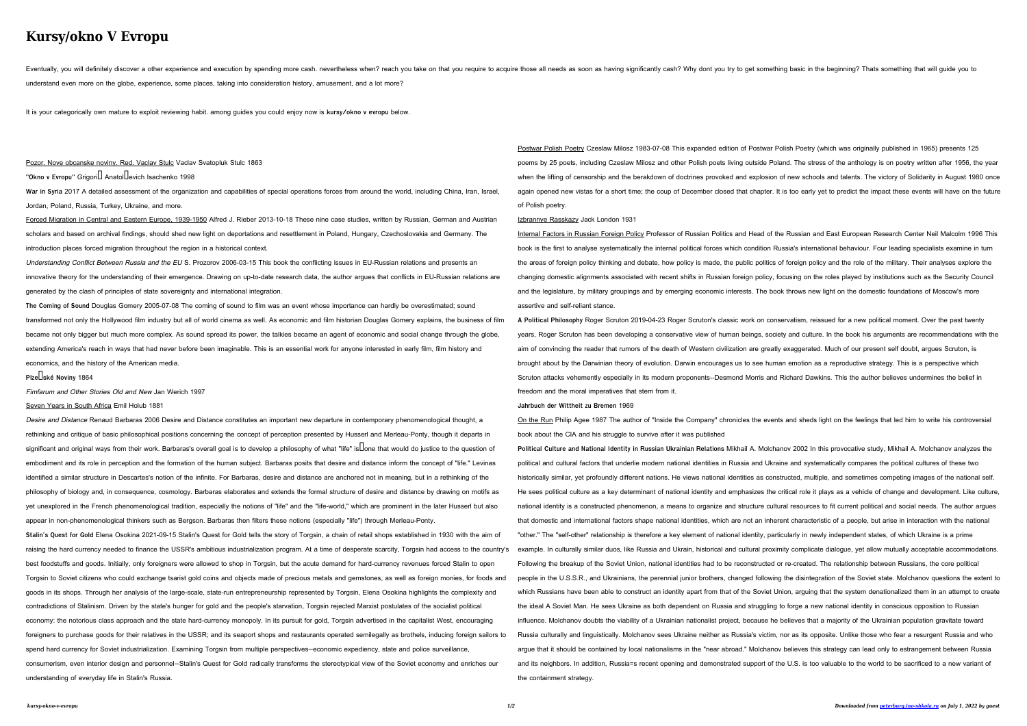# Kursy/okno V Evropu

Eventually, you will definitely discover a other experience and execution by spending more cash. nevertheless when? reach you take on that you require to acquire those all needs as soon as having significantly cash? Why dont you try to get something basic in the beginning? Thats something that will guide you to understand even more on the globe, experience, some places, taking into consideration history, amusement, and a lot more?

It is your categorically own mature to exploit reviewing habit. among guides you could enjoy now is **kursy/okno v evropu** below.

Pozor. Nove obcanske noviny. Red. Vaclav Stulc Vaclav Svatopluk Stulc 1863

**"Okno v Evropu"** Grigoriĭ Anatolʹevich Isachenko 1998

**War in Syria** 2017 A detailed assessment of the organization and capabilities of special operations forces from around the world, including China, Iran, Israel, Jordan, Poland, Russia, Turkey, Ukraine, and more.

Forced Migration in Central and Eastern Europe, 1939-1950 Alfred J. Rieber 2013-10-18 These nine case studies, written by Russian, German and Austrian scholars and based on archival findings, should shed new light on deportations and resettlement in Poland, Hungary, Czechoslovakia and Germany. The introduction places forced migration throughout the region in a historical context.

*Understanding Conflict Between Russia and the EU* S. Prozorov 2006-03-15 This book the conflicting issues in EU-Russian relations and presents an innovative theory for the understanding of their emergence. Drawing on up-to-date research data, the author argues that conflicts in EU-Russian relations are generated by the clash of principles of state sovereignty and international integration.

**The Coming of Sound** Douglas Gomery 2005-07-08 The coming of sound to film was an event whose importance can hardly be overestimated; sound transformed not only the Hollywood film industry but all of world cinema as well. As economic and film historian Douglas Gomery explains, the business of film became not only bigger but much more complex. As sound spread its power, the talkies became an agent of economic and social change through the globe, extending America's reach in ways that had never before been imaginable. This is an essential work for anyone interested in early film, film history and economics, and the history of the American media.

**Plzeňské Noviny** 1864

*Fimfarum and Other Stories Old and New* Jan Werich 1997

Seven Years in South Africa Emil Holub 1881

*Desire and Distance* Renaud Barbaras 2006 Desire and Distance constitutes an important new departure in contemporary phenomenological thought, a rethinking and critique of basic philosophical positions concerning the concept of perception presented by Husserl and Merleau-Ponty, though it departs in significant and original ways from their work. Barbaras's overall goal is to develop a philosophy of what "life" is—one that would do justice to the question of embodiment and its role in perception and the formation of the human subject. Barbaras posits that desire and distance inform the concept of "life." Levinas identified a similar structure in Descartes's notion of the infinite. For Barbaras, desire and distance are anchored not in meaning, but in a rethinking of the philosophy of biology and, in consequence, cosmology. Barbaras elaborates and extends the formal structure of desire and distance by drawing on motifs as yet unexplored in the French phenomenological tradition, especially the notions of "life" and the "life-world," which are prominent in the later Husserl but also appear in non-phenomenological thinkers such as Bergson. Barbaras then filters these notions (especially "life") through Merleau-Ponty.

**Stalin's Quest for Gold** Elena Osokina 2021-09-15 Stalin's Quest for Gold tells the story of Torgsin, a chain of retail shops established in 1930 with the aim of raising the hard currency needed to finance the USSR's ambitious industrialization program. At a time of desperate scarcity, Torgsin had access to the country's best foodstuffs and goods. Initially, only foreigners were allowed to shop in Torgsin, but the acute demand for hard-currency revenues forced Stalin to open Torgsin to Soviet citizens who could exchange tsarist gold coins and objects made of precious metals and gemstones, as well as foreign monies, for foods and goods in its shops. Through her analysis of the large-scale, state-run entrepreneurship represented by Torgsin, Elena Osokina highlights the complexity and contradictions of Stalinism. Driven by the state's hunger for gold and the people's starvation, Torgsin rejected Marxist postulates of the socialist political economy: the notorious class approach and the state hard-currency monopoly. In its pursuit for gold, Torgsin advertised in the capitalist West, encouraging foreigners to purchase goods for their relatives in the USSR; and its seaport shops and restaurants operated semilegally as brothels, inducing foreign sailors to spend hard currency for Soviet industrialization. Examining Torgsin from multiple perspectives—economic expediency, state and police surveillance, consumerism, even interior design and personnel—Stalin's Quest for Gold radically transforms the stereotypical view of the Soviet economy and enriches our understanding of everyday life in Stalin's Russia.

Postwar Polish Poetry Czeslaw Milosz 1983-07-08 This expanded edition of Postwar Polish Poetry (which was originally published in 1965) presents 125 poems by 25 poets, including Czeslaw Milosz and other Polish poets living outside Poland. The stress of the anthology is on poetry written after 1956, the year when the lifting of censorship and the berakdown of doctrines provoked and explosion of new schools and talents. The victory of Solidarity in August 1980 once again opened new vistas for a short time; the coup of December closed that chapter. It is too early yet to predict the impact these events will have on the future of Polish poetry.

Izbrannye Rasskazy Jack London 1931

Internal Factors in Russian Foreign Policy Professor of Russian Politics and Head of the Russian and East European Research Center Neil Malcolm 1996 This book is the first to analyse systematically the internal political forces which condition Russia's international behaviour. Four leading specialists examine in turn the areas of foreign policy thinking and debate, how policy is made, the public politics of foreign policy and the role of the military. Their analyses explore the changing domestic alignments associated with recent shifts in Russian foreign policy, focusing on the roles played by institutions such as the Security Council and the legislature, by military groupings and by emerging economic interests. The book throws new light on the domestic foundations of Moscow's more assertive and self-reliant stance.

**A Political Philosophy** Roger Scruton 2019-04-23 Roger Scruton's classic work on conservatism, reissued for a new political moment. Over the past twenty years, Roger Scruton has been developing a conservative view of human beings, society and culture. In the book his arguments are recommendations with the aim of convincing the reader that rumors of the death of Western civilization are greatly exaggerated. Much of our present self doubt, argues Scruton, is brought about by the Darwinian theory of evolution. Darwin encourages us to see human emotion as a reproductive strategy. This is a perspective which Scruton attacks vehemently especially in its modern proponents--Desmond Morris and Richard Dawkins. This the author believes undermines the belief in freedom and the moral imperatives that stem from it.

**Jahrbuch der Wittheit zu Bremen** 1969

On the Run Philip Agee 1987 The author of "Inside the Company" chronicles the events and sheds light on the feelings that led him to write his controversial book about the CIA and his struggle to survive after it was published

**Political Culture and National Identity in Russian Ukrainian Relations** Mikhail A. Molchanov 2002 In this provocative study, Mikhail A. Molchanov analyzes the political and cultural factors that underlie modern national identities in Russia and Ukraine and systematically compares the political cultures of these two historically similar, yet profoundly different nations. He views national identities as constructed, multiple, and sometimes competing images of the national self. He sees political culture as a key determinant of national identity and emphasizes the critical role it plays as a vehicle of change and development. Like culture, national identity is a constructed phenomenon, a means to organize and structure cultural resources to fit current political and social needs. The author argues that domestic and international factors shape national identities, which are not an inherent characteristic of a people, but arise in interaction with the national "other." The "self-other" relationship is therefore a key element of national identity, particularly in newly independent states, of which Ukraine is a prime example. In culturally similar duos, like Russia and Ukrain, historical and cultural proximity complicate dialogue, yet allow mutually acceptable accommodations. Following the breakup of the Soviet Union, national identities had to be reconstructed or re-created. The relationship between Russians, the core political people in the U.S.S.R., and Ukrainians, the perennial junior brothers, changed following the disintegration of the Soviet state. Molchanov questions the extent to which Russians have been able to construct an identity apart from that of the Soviet Union, arguing that the system denationalized them in an attempt to create the ideal A Soviet Man. He sees Ukraine as both dependent on Russia and struggling to forge a new national identity in conscious opposition to Russian influence. Molchanov doubts the viability of a Ukrainian nationalist project, because he believes that a majority of the Ukrainian population gravitate toward Russia culturally and linguistically. Molchanov sees Ukraine neither as Russia's victim, nor as its opposite. Unlike those who fear a resurgent Russia and who argue that it should be contained by local nationalisms in the "near abroad." Molchanov believes this strategy can lead only to estrangement between Russia and its neighbors. In addition, Russia=s recent opening and demonstrated support of the U.S. is too valuable to the world to be sacrificed to a new variant of the containment strategy.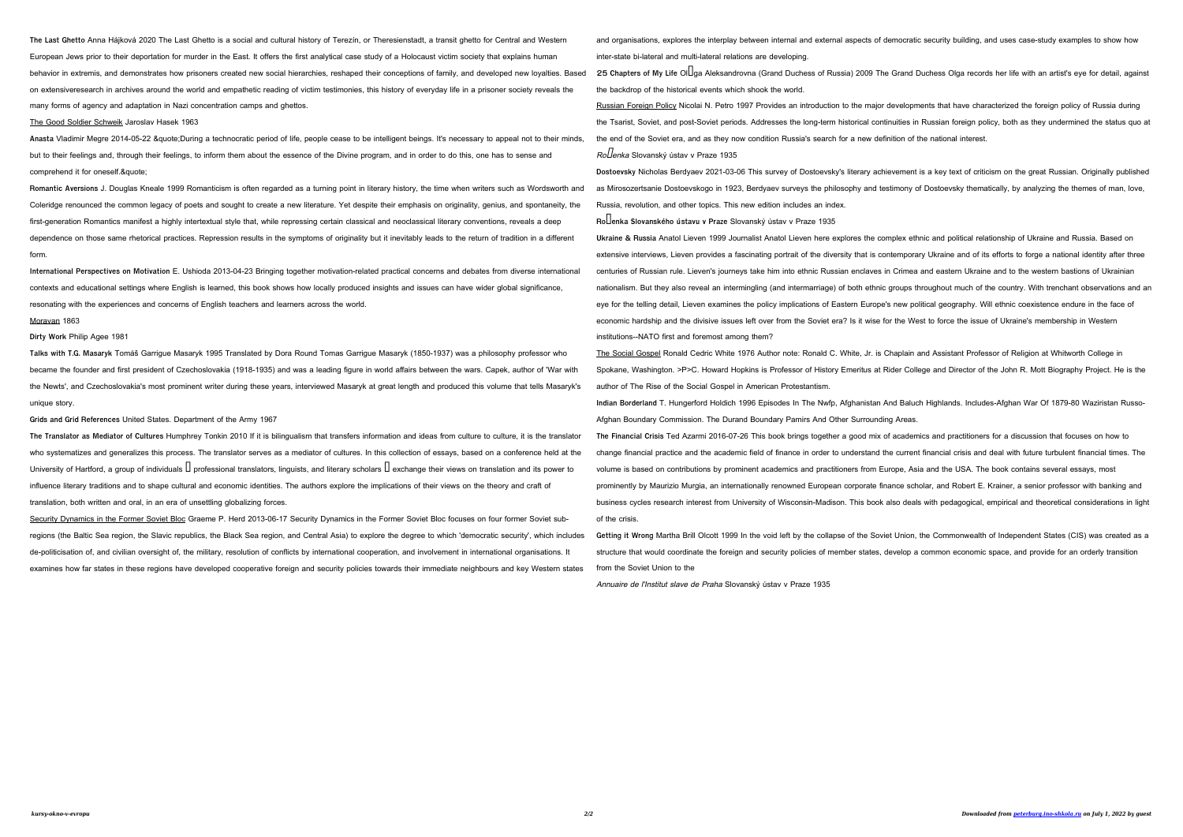**The Last Ghetto** Anna Hájková 2020 The Last Ghetto is a social and cultural history of Terezín, or Theresienstadt, a transit ghetto for Central and Western European Jews prior to their deportation for murder in the East. It offers the first analytical case study of a Holocaust victim society that explains human behavior in extremis, and demonstrates how prisoners created new social hierarchies, reshaped their conceptions of family, and developed new loyalties. Based on extensiveresearch in archives around the world and empathetic reading of victim testimonies, this history of everyday life in a prisoner society reveals the many forms of agency and adaptation in Nazi concentration camps and ghettos.

The Good Soldier Schweik Jaroslav Hasek 1963

**Anasta** Vladimir Megre 2014-05-22 &quote;During a technocratic period of life, people cease to be intelligent beings. It's necessary to appeal not to their minds, but to their feelings and, through their feelings, to inform them about the essence of the Divine program, and in order to do this, one has to sense and comprehend it for oneself.&quote;

**Romantic Aversions** J. Douglas Kneale 1999 Romanticism is often regarded as a turning point in literary history, the time when writers such as Wordsworth and Coleridge renounced the common legacy of poets and sought to create a new literature. Yet despite their emphasis on originality, genius, and spontaneity, the first-generation Romantics manifest a highly intertextual style that, while repressing certain classical and neoclassical literary conventions, reveals a deep dependence on those same rhetorical practices. Repression results in the symptoms of originality but it inevitably leads to the return of tradition in a different form.

**International Perspectives on Motivation** E. Ushioda 2013-04-23 Bringing together motivation-related practical concerns and debates from diverse international contexts and educational settings where English is learned, this book shows how locally produced insights and issues can have wider global significance, resonating with the experiences and concerns of English teachers and learners across the world.

Moravan 1863

**Dirty Work** Philip Agee 1981

**Talks with T.G. Masaryk** Tomáš Garrigue Masaryk 1995 Translated by Dora Round Tomas Garrigue Masaryk (1850-1937) was a philosophy professor who became the founder and first president of Czechoslovakia (1918-1935) and was a leading figure in world affairs between the wars. Capek, author of 'War with the Newts', and Czechoslovakia's most prominent writer during these years, interviewed Masaryk at great length and produced this volume that tells Masaryk's unique story.

**Grids and Grid References** United States. Department of the Army 1967

**The Translator as Mediator of Cultures** Humphrey Tonkin 2010 If it is bilingualism that transfers information and ideas from culture to culture, it is the translator who systematizes and generalizes this process. The translator serves as a mediator of cultures. In this collection of essays, based on a conference held at the University of Hartford, a group of individuals  professional translators, linguists, and literary scholars  exchange their views on translation and its power to influence literary traditions and to shape cultural and economic identities. The authors explore the implications of their views on the theory and craft of translation, both written and oral, in an era of unsettling globalizing forces.

Security Dynamics in the Former Soviet Bloc Graeme P. Herd 2013-06-17 Security Dynamics in the Former Soviet Bloc focuses on four former Soviet sub-regions (the Baltic Sea region, the Slavic republics, the Black Sea region, and Central Asia) to explore the degree to which 'democratic security', which includes de-politicisation of, and civilian oversight of, the military, resolution of conflicts by international cooperation, and involvement in international organisations. It examines how far states in these regions have developed cooperative foreign and security policies towards their immediate neighbours and key Western states and organisations, explores the interplay between internal and external aspects of democratic security building, and uses case-study examples to show how inter-state bi-lateral and multi-lateral relations are developing.

**25 Chapters of My Life** Olga Aleksandrovna (Grand Duchess of Russia) 2009 The Grand Duchess Olga records her life with an artist's eye for detail, against the backdrop of the historical events which shook the world.

Russian Foreign Policy Nicolai N. Petro 1997 Provides an introduction to the major developments that have characterized the foreign policy of Russia during the Tsarist, Soviet, and post-Soviet periods. Addresses the long-term historical continuities in Russian foreign policy, both as they undermined the status quo at the end of the Soviet era, and as they now condition Russia's search for a new definition of the national interest.

*Roenka* Slovanský ústav v Praze 1935

**Dostoevsky** Nicholas Berdyaev 2021-03-06 This survey of Dostoevsky's literary achievement is a key text of criticism on the great Russian. Originally published as Mirosozertsanie Dostoevskogo in 1923, Berdyaev surveys the philosophy and testimony of Dostoevsky thematically, by analyzing the themes of man, love, Russia, revolution, and other topics. This new edition includes an index.

**Roenka Slovanského ústavu v Praze** Slovanský ústav v Praze 1935

**Ukraine & Russia** Anatol Lieven 1999 Journalist Anatol Lieven here explores the complex ethnic and political relationship of Ukraine and Russia. Based on extensive interviews, Lieven provides a fascinating portrait of the diversity that is contemporary Ukraine and of its efforts to forge a national identity after three centuries of Russian rule. Lieven's journeys take him into ethnic Russian enclaves in Crimea and eastern Ukraine and to the western bastions of Ukrainian nationalism. But they also reveal an intermingling (and intermarriage) of both ethnic groups throughout much of the country. With trenchant observations and an eye for the telling detail, Lieven examines the policy implications of Eastern Europe's new political geography. Will ethnic coexistence endure in the face of economic hardship and the divisive issues left over from the Soviet era? Is it wise for the West to force the issue of Ukraine's membership in Western institutions--NATO first and foremost among them?

The Social Gospel Ronald Cedric White 1976 Author note: Ronald C. White, Jr. is Chaplain and Assistant Professor of Religion at Whitworth College in Spokane, Washington. >P>C. Howard Hopkins is Professor of History Emeritus at Rider College and Director of the John R. Mott Biography Project. He is the author of The Rise of the Social Gospel in American Protestantism.

**Indian Borderland** T. Hungerford Holdich 1996 Episodes In The Nwfp, Afghanistan And Baluch Highlands. Includes-Afghan War Of 1879-80 Waziristan Russo-Afghan Boundary Commission. The Durand Boundary Pamirs And Other Surrounding Areas.

**The Financial Crisis** Ted Azarmi 2016-07-26 This book brings together a good mix of academics and practitioners for a discussion that focuses on how to change financial practice and the academic field of finance in order to understand the current financial crisis and deal with future turbulent financial times. The volume is based on contributions by prominent academics and practitioners from Europe, Asia and the USA. The book contains several essays, most prominently by Maurizio Murgia, an internationally renowned European corporate finance scholar, and Robert E. Krainer, a senior professor with banking and business cycles research interest from University of Wisconsin-Madison. This book also deals with pedagogical, empirical and theoretical considerations in light of the crisis.

**Getting it Wrong** Martha Brill Olcott 1999 In the void left by the collapse of the Soviet Union, the Commonwealth of Independent States (CIS) was created as a structure that would coordinate the foreign and security policies of member states, develop a common economic space, and provide for an orderly transition from the Soviet Union to the

*Annuaire de l'Institut slave de Praha* Slovanský ústav v Praze 1935